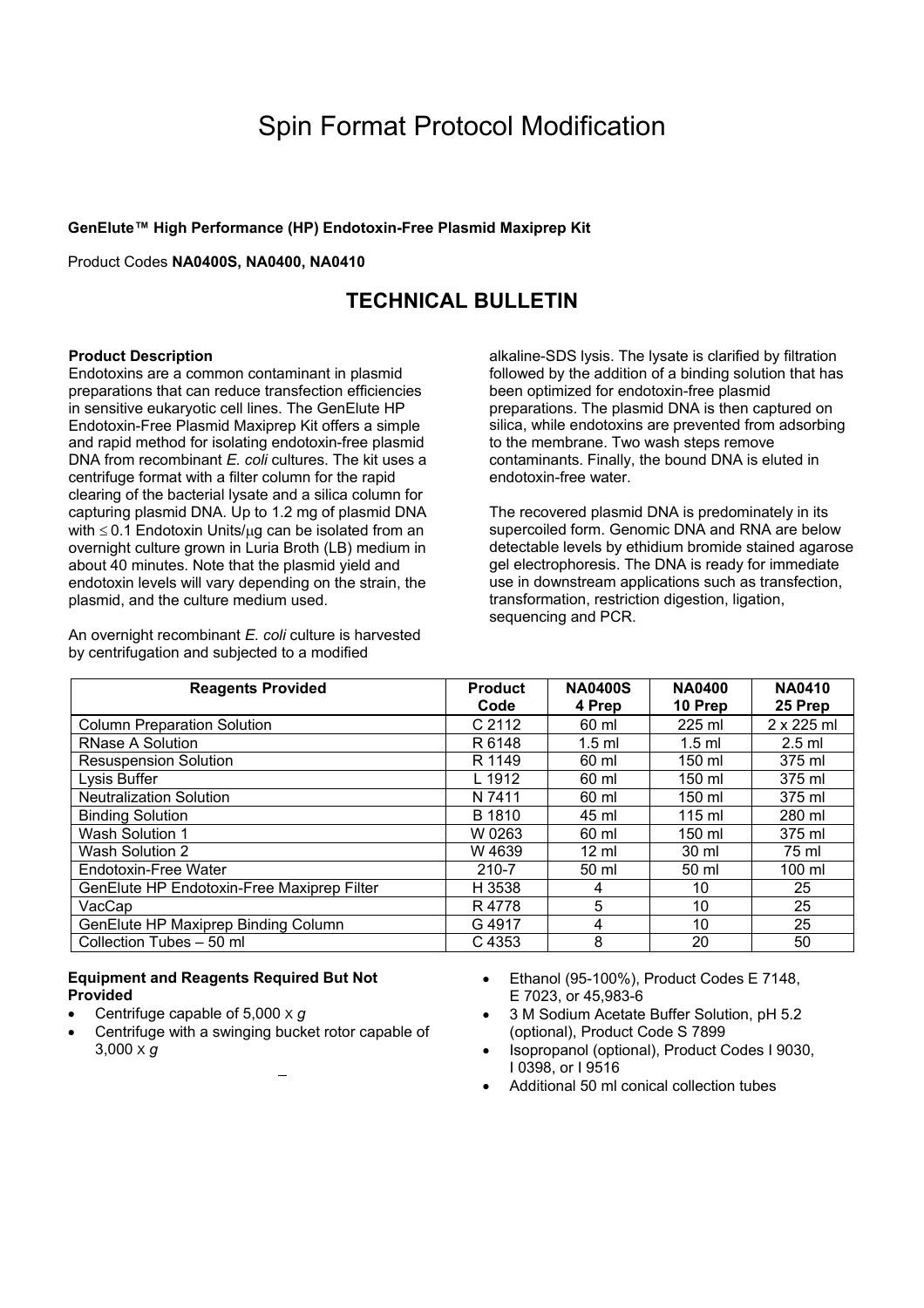# Spin Format Protocol Modification

**GenElute™ High Performance (HP) Endotoxin-Free Plasmid Maxiprep Kit**

Product Codes **NA0400S, NA0400, NA0410**

## TECHNICAL BULLETIN

**Product Description**
Endotoxins are a common contaminant in plasmid preparations that can reduce transfection efficiencies in sensitive eukaryotic cell lines. The GenElute HP Endotoxin-Free Plasmid Maxiprep Kit offers a simple and rapid method for isolating endotoxin-free plasmid DNA from recombinant *E. coli* cultures. The kit uses a centrifuge format with a filter column for the rapid clearing of the bacterial lysate and a silica column for capturing plasmid DNA. Up to 1.2 mg of plasmid DNA with $\leq 0.1$ Endotoxin Units/μg can be isolated from an overnight culture grown in Luria Broth (LB) medium in about 40 minutes. Note that the plasmid yield and endotoxin levels will vary depending on the strain, the plasmid, and the culture medium used.

An overnight recombinant *E. coli* culture is harvested by centrifugation and subjected to a modified alkaline-SDS lysis. The lysate is clarified by filtration followed by the addition of a binding solution that has been optimized for endotoxin-free plasmid preparations. The plasmid DNA is then captured on silica, while endotoxins are prevented from adsorbing to the membrane. Two wash steps remove contaminants. Finally, the bound DNA is eluted in endotoxin-free water.

The recovered plasmid DNA is predominately in its supercoiled form. Genomic DNA and RNA are below detectable levels by ethidium bromide stained agarose gel electrophoresis. The DNA is ready for immediate use in downstream applications such as transfection, transformation, restriction digestion, ligation, sequencing and PCR.

| Reagents Provided | Product Code | NA0400S 4 Prep | NA0400 10 Prep | NA0410 25 Prep |
|---|---|---|---|---|
| Column Preparation Solution | C 2112 | 60 ml | 225 ml | 2 x 225 ml |
| RNase A Solution | R 6148 | 1.5 ml | 1.5 ml | 2.5 ml |
| Resuspension Solution | R 1149 | 60 ml | 150 ml | 375 ml |
| Lysis Buffer | L 1912 | 60 ml | 150 ml | 375 ml |
| Neutralization Solution | N 7411 | 60 ml | 150 ml | 375 ml |
| Binding Solution | B 1810 | 45 ml | 115 ml | 280 ml |
| Wash Solution 1 | W 0263 | 60 ml | 150 ml | 375 ml |
| Wash Solution 2 | W 4639 | 12 ml | 30 ml | 75 ml |
| Endotoxin-Free Water | 210-7 | 50 ml | 50 ml | 100 ml |
| GenElute HP Endotoxin-Free Maxiprep Filter | H 3538 | 4 | 10 | 25 |
| VacCap | R 4778 | 5 | 10 | 25 |
| GenElute HP Maxiprep Binding Column | G 4917 | 4 | 10 | 25 |
| Collection Tubes – 50 ml | C 4353 | 8 | 20 | 50 |

**Equipment and Reagents Required But Not Provided**

- Centrifuge capable of 5,000 x *g*
- Centrifuge with a swinging bucket rotor capable of 3,000 x *g*
- Ethanol (95-100%), Product Codes E 7148, E 7023, or 45,983-6
- 3 M Sodium Acetate Buffer Solution, pH 5.2 (optional), Product Code S 7899
- Isopropanol (optional), Product Codes I 9030, I 0398, or I 9516
- Additional 50 ml conical collection tubes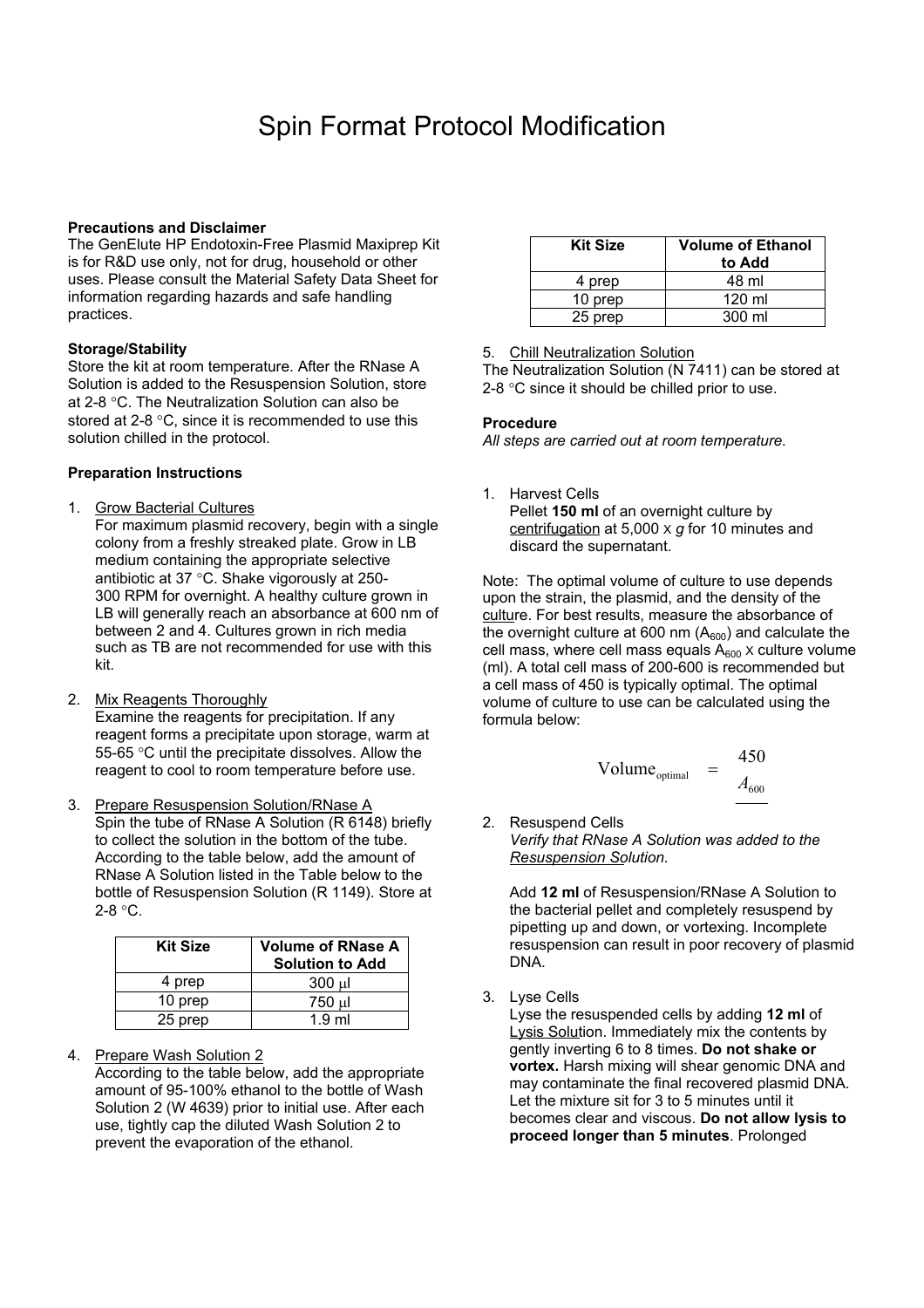# Spin Format Protocol Modification

**Precautions and Disclaimer**
The GenElute HP Endotoxin-Free Plasmid Maxiprep Kit is for R&D use only, not for drug, household or other uses. Please consult the Material Safety Data Sheet for information regarding hazards and safe handling practices.

**Storage/Stability**
Store the kit at room temperature. After the RNase A Solution is added to the Resuspension Solution, store at 2-8 °C. The Neutralization Solution can also be stored at 2-8 °C, since it is recommended to use this solution chilled in the protocol.

**Preparation Instructions**

1. Grow Bacterial Cultures
   For maximum plasmid recovery, begin with a single colony from a freshly streaked plate. Grow in LB medium containing the appropriate selective antibiotic at 37 °C. Shake vigorously at 250-300 RPM for overnight. A healthy culture grown in LB will generally reach an absorbance at 600 nm of between 2 and 4. Cultures grown in rich media such as TB are not recommended for use with this kit.

2. Mix Reagents Thoroughly
   Examine the reagents for precipitation. If any reagent forms a precipitate upon storage, warm at 55-65 °C until the precipitate dissolves. Allow the reagent to cool to room temperature before use.

3. Prepare Resuspension Solution/RNase A
   Spin the tube of RNase A Solution (R 6148) briefly to collect the solution in the bottom of the tube. According to the table below, add the amount of RNase A Solution listed in the Table below to the bottle of Resuspension Solution (R 1149). Store at 2-8 °C.

| Kit Size | Volume of RNase A Solution to Add |
|---|---|
| 4 prep | 300 μl |
| 10 prep | 750 μl |
| 25 prep | 1.9 ml |

4. Prepare Wash Solution 2
   According to the table below, add the appropriate amount of 95-100% ethanol to the bottle of Wash Solution 2 (W 4639) prior to initial use. After each use, tightly cap the diluted Wash Solution 2 to prevent the evaporation of the ethanol.

| Kit Size | Volume of Ethanol to Add |
|---|---|
| 4 prep | 48 ml |
| 10 prep | 120 ml |
| 25 prep | 300 ml |

5. Chill Neutralization Solution
   The Neutralization Solution (N 7411) can be stored at 2-8 °C since it should be chilled prior to use.

**Procedure**
*All steps are carried out at room temperature.*

1. Harvest Cells
   Pellet **150 ml** of an overnight culture by centrifugation at 5,000 x *g* for 10 minutes and discard the supernatant.

Note: The optimal volume of culture to use depends upon the strain, the plasmid, and the density of the culture. For best results, measure the absorbance of the overnight culture at 600 nm ($A_{600}$) and calculate the cell mass, where cell mass equals $A_{600}$ x culture volume (ml). A total cell mass of 200-600 is recommended but a cell mass of 450 is typically optimal. The optimal volume of culture to use can be calculated using the formula below:

$$\text{Volume}_{\text{optimal}} = \frac{450}{A_{600}}$$

2. Resuspend Cells
   *Verify that RNase A Solution was added to the Resuspension Solution.*

   Add **12 ml** of Resuspension/RNase A Solution to the bacterial pellet and completely resuspend by pipetting up and down, or vortexing. Incomplete resuspension can result in poor recovery of plasmid DNA.

3. Lyse Cells
   Lyse the resuspended cells by adding **12 ml** of Lysis Solution. Immediately mix the contents by gently inverting 6 to 8 times. **Do not shake or vortex.** Harsh mixing will shear genomic DNA and may contaminate the final recovered plasmid DNA. Let the mixture sit for 3 to 5 minutes until it becomes clear and viscous. **Do not allow lysis to proceed longer than 5 minutes**. Prolonged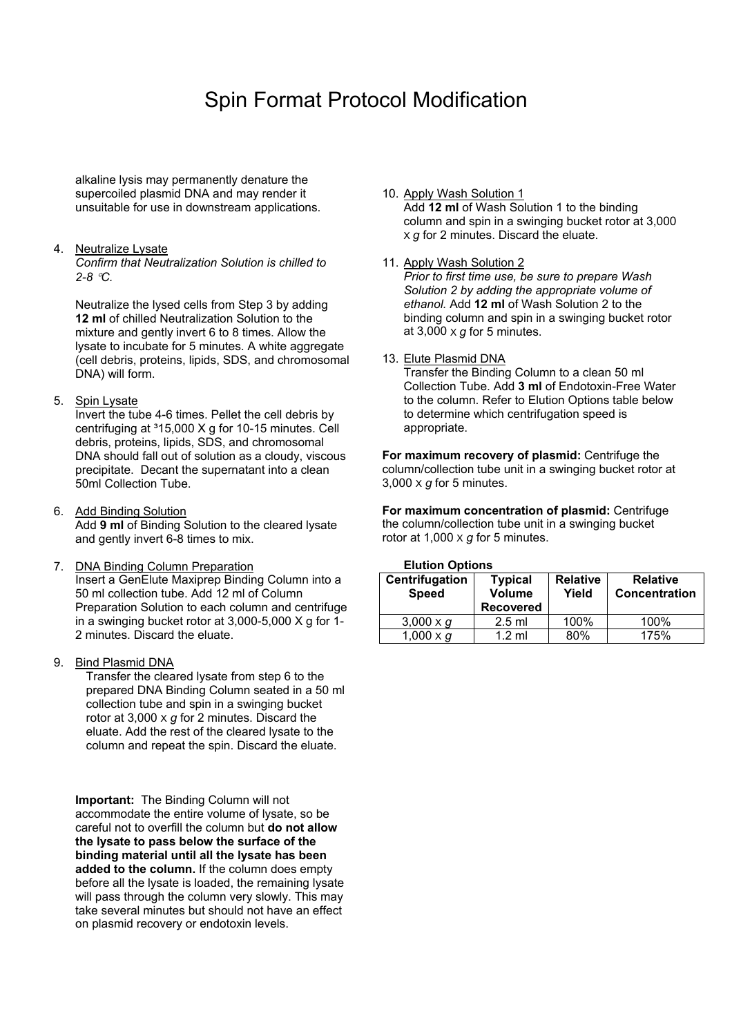# Spin Format Protocol Modification

alkaline lysis may permanently denature the supercoiled plasmid DNA and may render it unsuitable for use in downstream applications.

4. Neutralize Lysate

   *Confirm that Neutralization Solution is chilled to 2-8 °C.*

   Neutralize the lysed cells from Step 3 by adding **12 ml** of chilled Neutralization Solution to the mixture and gently invert 6 to 8 times. Allow the lysate to incubate for 5 minutes. A white aggregate (cell debris, proteins, lipids, SDS, and chromosomal DNA) will form.

5. Spin Lysate

   Invert the tube 4-6 times. Pellet the cell debris by centrifuging at ³15,000 X g for 10-15 minutes. Cell debris, proteins, lipids, SDS, and chromosomal DNA should fall out of solution as a cloudy, viscous precipitate. Decant the supernatant into a clean 50ml Collection Tube.

6. Add Binding Solution

   Add **9 ml** of Binding Solution to the cleared lysate and gently invert 6-8 times to mix.

7. DNA Binding Column Preparation

   Insert a GenElute Maxiprep Binding Column into a 50 ml collection tube. Add 12 ml of Column Preparation Solution to each column and centrifuge in a swinging bucket rotor at 3,000-5,000 X g for 1-2 minutes. Discard the eluate.

9. Bind Plasmid DNA

   Transfer the cleared lysate from step 6 to the prepared DNA Binding Column seated in a 50 ml collection tube and spin in a swinging bucket rotor at 3,000 x *g* for 2 minutes. Discard the eluate. Add the rest of the cleared lysate to the column and repeat the spin. Discard the eluate.

   **Important:** The Binding Column will not accommodate the entire volume of lysate, so be careful not to overfill the column but **do not allow the lysate to pass below the surface of the binding material until all the lysate has been added to the column.** If the column does empty before all the lysate is loaded, the remaining lysate will pass through the column very slowly. This may take several minutes but should not have an effect on plasmid recovery or endotoxin levels.

10. Apply Wash Solution 1

    Add **12 ml** of Wash Solution 1 to the binding column and spin in a swinging bucket rotor at 3,000 x *g* for 2 minutes. Discard the eluate.

11. Apply Wash Solution 2

    *Prior to first time use, be sure to prepare Wash Solution 2 by adding the appropriate volume of ethanol.* Add **12 ml** of Wash Solution 2 to the binding column and spin in a swinging bucket rotor at 3,000 x *g* for 5 minutes.

13. Elute Plasmid DNA

    Transfer the Binding Column to a clean 50 ml Collection Tube. Add **3 ml** of Endotoxin-Free Water to the column. Refer to Elution Options table below to determine which centrifugation speed is appropriate.

**For maximum recovery of plasmid:** Centrifuge the column/collection tube unit in a swinging bucket rotor at 3,000 x *g* for 5 minutes.

**For maximum concentration of plasmid:** Centrifuge the column/collection tube unit in a swinging bucket rotor at 1,000 x *g* for 5 minutes.

**Elution Options**

| Centrifugation Speed | Typical Volume Recovered | Relative Yield | Relative Concentration |
|---|---|---|---|
| 3,000 x *g* | 2.5 ml | 100% | 100% |
| 1,000 x *g* | 1.2 ml | 80% | 175% |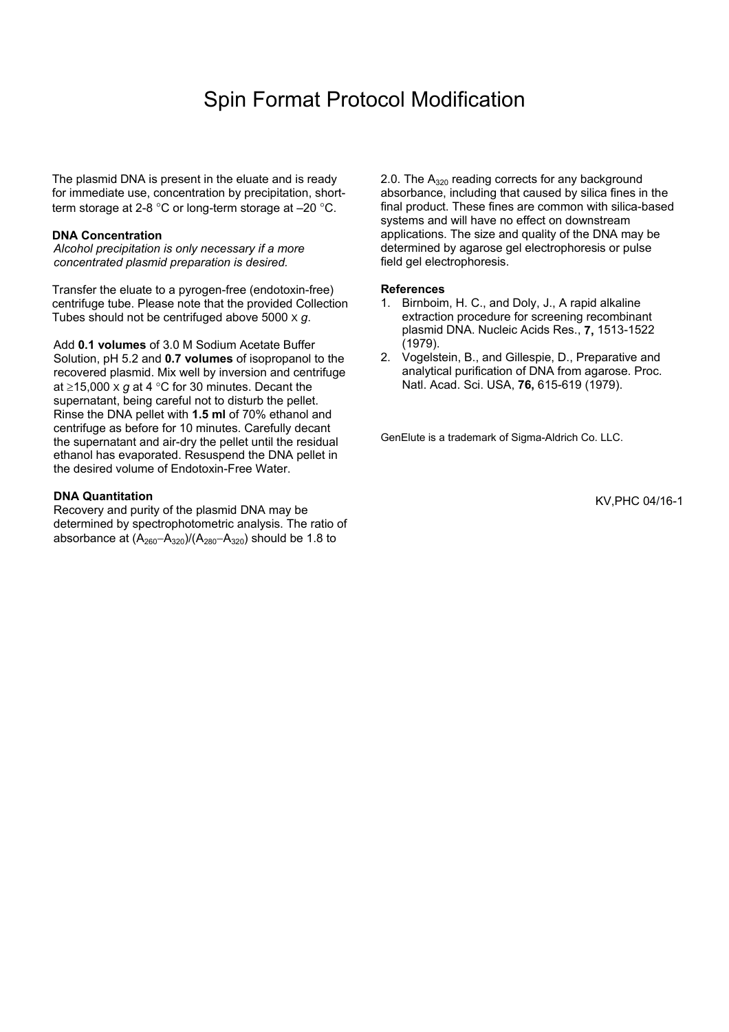# Spin Format Protocol Modification

The plasmid DNA is present in the eluate and is ready for immediate use, concentration by precipitation, short-term storage at 2-8 °C or long-term storage at –20 °C.

**DNA Concentration**

*Alcohol precipitation is only necessary if a more concentrated plasmid preparation is desired.*

Transfer the eluate to a pyrogen-free (endotoxin-free) centrifuge tube. Please note that the provided Collection Tubes should not be centrifuged above 5000 x *g*.

Add **0.1 volumes** of 3.0 M Sodium Acetate Buffer Solution, pH 5.2 and **0.7 volumes** of isopropanol to the recovered plasmid. Mix well by inversion and centrifuge at ≥15,000 x *g* at 4 °C for 30 minutes. Decant the supernatant, being careful not to disturb the pellet. Rinse the DNA pellet with **1.5 ml** of 70% ethanol and centrifuge as before for 10 minutes. Carefully decant the supernatant and air-dry the pellet until the residual ethanol has evaporated. Resuspend the DNA pellet in the desired volume of Endotoxin-Free Water.

**DNA Quantitation**

Recovery and purity of the plasmid DNA may be determined by spectrophotometric analysis. The ratio of absorbance at $(A_{260}–A_{320})/(A_{280}–A_{320})$ should be 1.8 to 2.0. The $A_{320}$ reading corrects for any background absorbance, including that caused by silica fines in the final product. These fines are common with silica-based systems and will have no effect on downstream applications. The size and quality of the DNA may be determined by agarose gel electrophoresis or pulse field gel electrophoresis.

**References**

1. Birnboim, H. C., and Doly, J., A rapid alkaline extraction procedure for screening recombinant plasmid DNA. Nucleic Acids Res., **7,** 1513-1522 (1979).
2. Vogelstein, B., and Gillespie, D., Preparative and analytical purification of DNA from agarose. Proc. Natl. Acad. Sci. USA, **76,** 615-619 (1979).

GenElute is a trademark of Sigma-Aldrich Co. LLC.

KV,PHC 04/16-1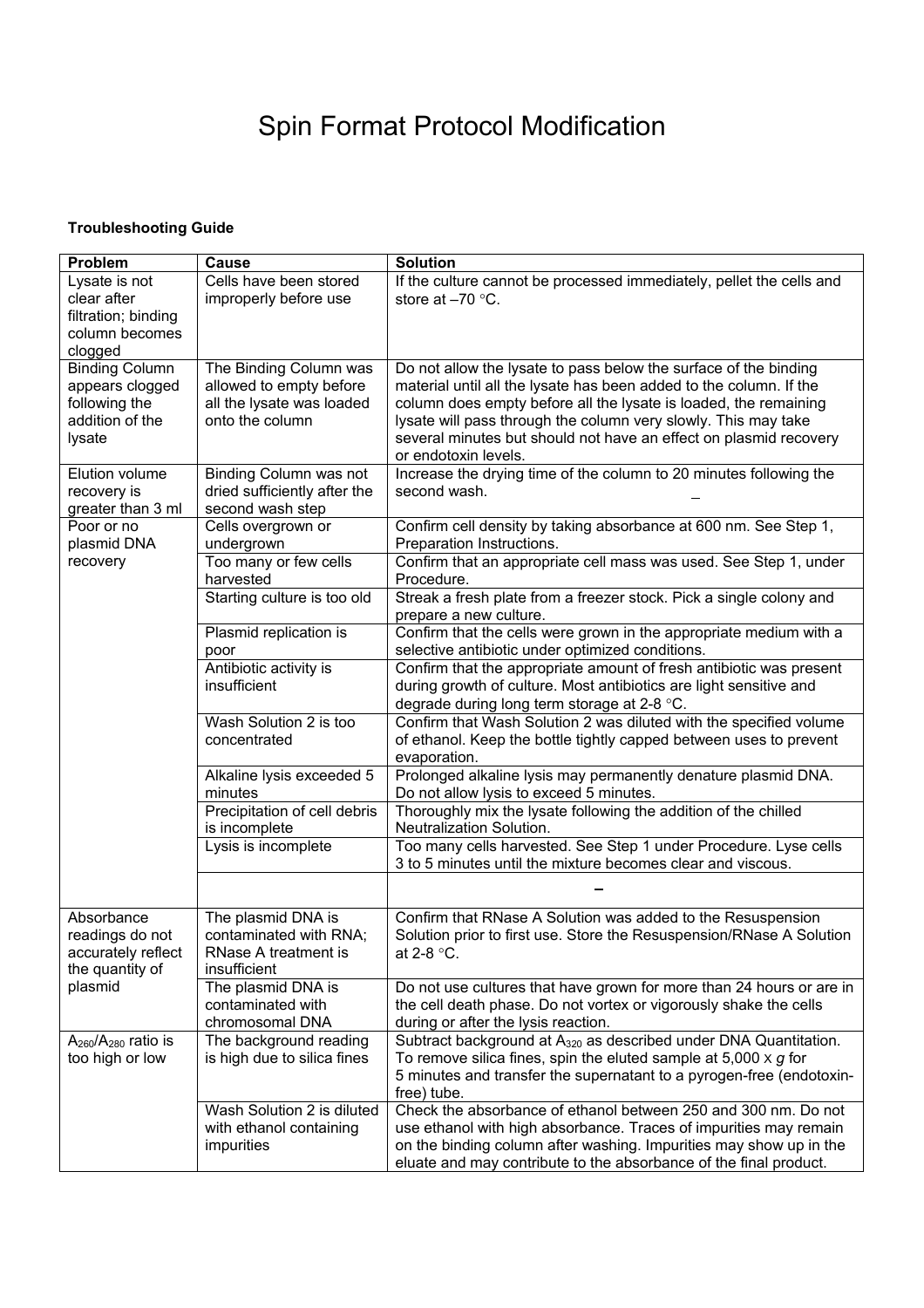# Spin Format Protocol Modification

**Troubleshooting Guide**

| Problem | Cause | Solution |
|---|---|---|
| Lysate is not clear after filtration; binding column becomes clogged | Cells have been stored improperly before use | If the culture cannot be processed immediately, pellet the cells and store at –70 °C. |
| Binding Column appears clogged following the addition of the lysate | The Binding Column was allowed to empty before all the lysate was loaded onto the column | Do not allow the lysate to pass below the surface of the binding material until all the lysate has been added to the column. If the column does empty before all the lysate is loaded, the remaining lysate will pass through the column very slowly. This may take several minutes but should not have an effect on plasmid recovery or endotoxin levels. |
| Elution volume recovery is greater than 3 ml | Binding Column was not dried sufficiently after the second wash step | Increase the drying time of the column to 20 minutes following the second wash. |
| Poor or no plasmid DNA recovery | Cells overgrown or undergrown | Confirm cell density by taking absorbance at 600 nm. See Step 1, Preparation Instructions. |
| | Too many or few cells harvested | Confirm that an appropriate cell mass was used. See Step 1, under Procedure. |
| | Starting culture is too old | Streak a fresh plate from a freezer stock. Pick a single colony and prepare a new culture. |
| | Plasmid replication is poor | Confirm that the cells were grown in the appropriate medium with a selective antibiotic under optimized conditions. |
| | Antibiotic activity is insufficient | Confirm that the appropriate amount of fresh antibiotic was present during growth of culture. Most antibiotics are light sensitive and degrade during long term storage at 2-8 °C. |
| | Wash Solution 2 is too concentrated | Confirm that Wash Solution 2 was diluted with the specified volume of ethanol. Keep the bottle tightly capped between uses to prevent evaporation. |
| | Alkaline lysis exceeded 5 minutes | Prolonged alkaline lysis may permanently denature plasmid DNA. Do not allow lysis to exceed 5 minutes. |
| | Precipitation of cell debris is incomplete | Thoroughly mix the lysate following the addition of the chilled Neutralization Solution. |
| | Lysis is incomplete | Too many cells harvested. See Step 1 under Procedure. Lyse cells 3 to 5 minutes until the mixture becomes clear and viscous. |
| | | |
| Absorbance readings do not accurately reflect the quantity of plasmid | The plasmid DNA is contaminated with RNA; RNase A treatment is insufficient | Confirm that RNase A Solution was added to the Resuspension Solution prior to first use. Store the Resuspension/RNase A Solution at 2-8 °C. |
| | The plasmid DNA is contaminated with chromosomal DNA | Do not use cultures that have grown for more than 24 hours or are in the cell death phase. Do not vortex or vigorously shake the cells during or after the lysis reaction. |
| $A_{260}/A_{280}$ ratio is too high or low | The background reading is high due to silica fines | Subtract background at $A_{320}$ as described under DNA Quantitation. To remove silica fines, spin the eluted sample at 5,000 x *g* for 5 minutes and transfer the supernatant to a pyrogen-free (endotoxin-free) tube. |
| | Wash Solution 2 is diluted with ethanol containing impurities | Check the absorbance of ethanol between 250 and 300 nm. Do not use ethanol with high absorbance. Traces of impurities may remain on the binding column after washing. Impurities may show up in the eluate and may contribute to the absorbance of the final product. |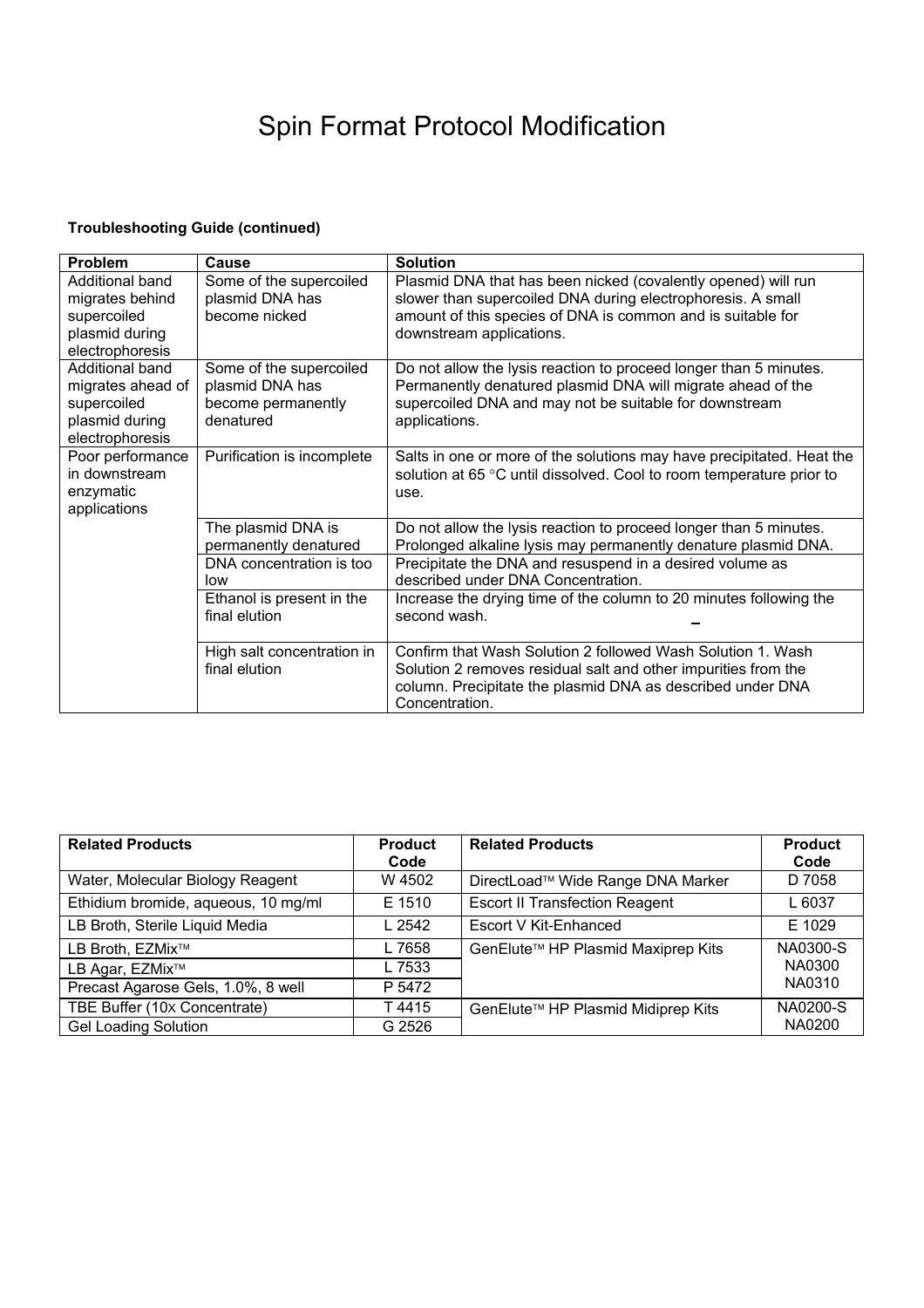# Spin Format Protocol Modification

**Troubleshooting Guide (continued)**

| Problem | Cause | Solution |
|---|---|---|
| Additional band migrates behind supercoiled plasmid during electrophoresis | Some of the supercoiled plasmid DNA has become nicked | Plasmid DNA that has been nicked (covalently opened) will run slower than supercoiled DNA during electrophoresis. A small amount of this species of DNA is common and is suitable for downstream applications. |
| Additional band migrates ahead of supercoiled plasmid during electrophoresis | Some of the supercoiled plasmid DNA has become permanently denatured | Do not allow the lysis reaction to proceed longer than 5 minutes. Permanently denatured plasmid DNA will migrate ahead of the supercoiled DNA and may not be suitable for downstream applications. |
| Poor performance in downstream enzymatic applications | Purification is incomplete | Salts in one or more of the solutions may have precipitated. Heat the solution at 65 °C until dissolved. Cool to room temperature prior to use. |
| | The plasmid DNA is permanently denatured | Do not allow the lysis reaction to proceed longer than 5 minutes. Prolonged alkaline lysis may permanently denature plasmid DNA. |
| | DNA concentration is too low | Precipitate the DNA and resuspend in a desired volume as described under DNA Concentration. |
| | Ethanol is present in the final elution | Increase the drying time of the column to 20 minutes following the second wash. |
| | High salt concentration in final elution | Confirm that Wash Solution 2 followed Wash Solution 1. Wash Solution 2 removes residual salt and other impurities from the column. Precipitate the plasmid DNA as described under DNA Concentration. |

| Related Products | Product Code | Related Products | Product Code |
|---|---|---|---|
| Water, Molecular Biology Reagent | W 4502 | DirectLoad™ Wide Range DNA Marker | D 7058 |
| Ethidium bromide, aqueous, 10 mg/ml | E 1510 | Escort II Transfection Reagent | L 6037 |
| LB Broth, Sterile Liquid Media | L 2542 | Escort V Kit-Enhanced | E 1029 |
| LB Broth, EZMix™ | L 7658 | GenElute™ HP Plasmid Maxiprep Kits | NA0300-S NA0300 NA0310 |
| LB Agar, EZMix™ | L 7533 | | |
| Precast Agarose Gels, 1.0%, 8 well | P 5472 | | |
| TBE Buffer (10x Concentrate) | T 4415 | GenElute™ HP Plasmid Midiprep Kits | NA0200-S NA0200 |
| Gel Loading Solution | G 2526 | | |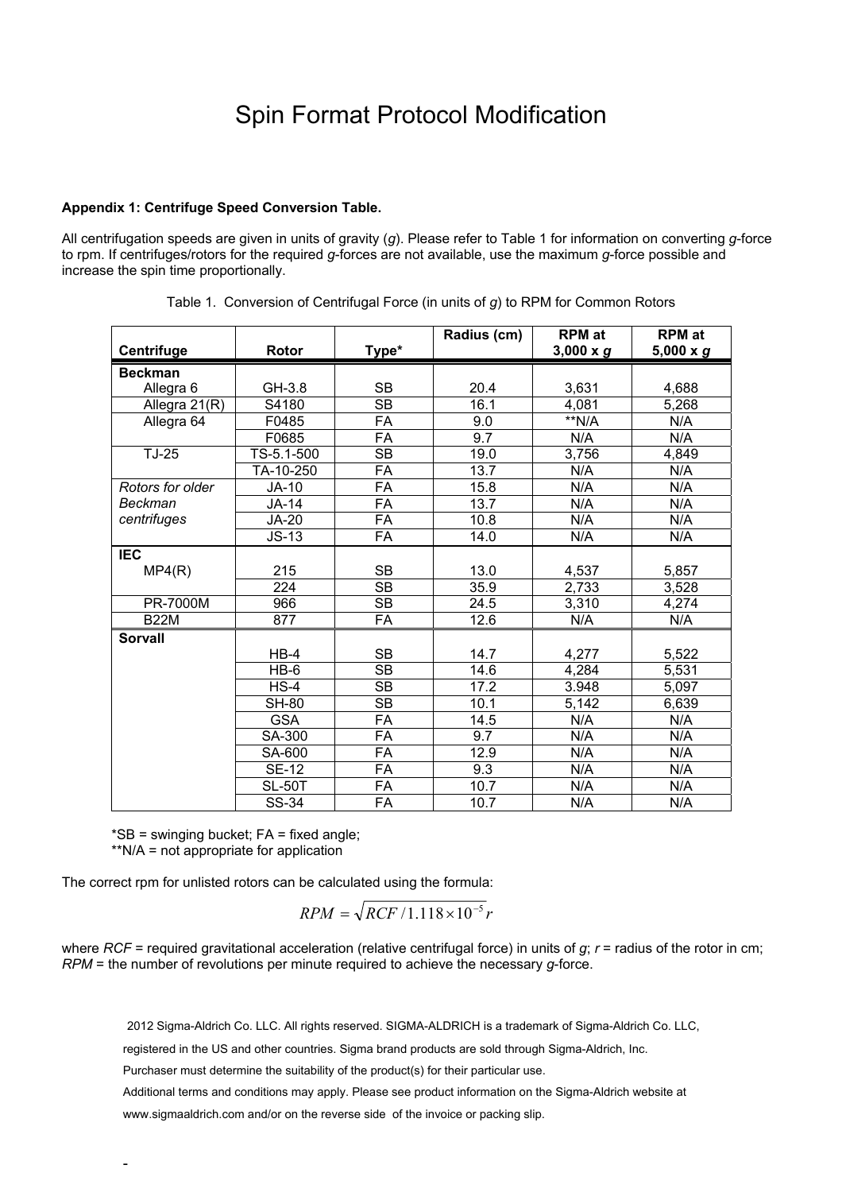# Spin Format Protocol Modification

**Appendix 1: Centrifuge Speed Conversion Table.**

All centrifugation speeds are given in units of gravity (*g*). Please refer to Table 1 for information on converting *g*-force to rpm. If centrifuges/rotors for the required *g*-forces are not available, use the maximum *g*-force possible and increase the spin time proportionally.

Table 1. Conversion of Centrifugal Force (in units of *g*) to RPM for Common Rotors

| Centrifuge | Rotor | Type* | Radius (cm) | RPM at 3,000 x *g* | RPM at 5,000 x *g* |
|---|---|---|---|---|---|
| **Beckman** | | | | | |
| Allegra 6 | GH-3.8 | SB | 20.4 | 3,631 | 4,688 |
| Allegra 21(R) | S4180 | SB | 16.1 | 4,081 | 5,268 |
| Allegra 64 | F0485 | FA | 9.0 | **N/A | N/A |
| | F0685 | FA | 9.7 | N/A | N/A |
| TJ-25 | TS-5.1-500 | SB | 19.0 | 3,756 | 4,849 |
| | TA-10-250 | FA | 13.7 | N/A | N/A |
| *Rotors for older Beckman centrifuges* | JA-10 | FA | 15.8 | N/A | N/A |
| | JA-14 | FA | 13.7 | N/A | N/A |
| | JA-20 | FA | 10.8 | N/A | N/A |
| | JS-13 | FA | 14.0 | N/A | N/A |
| **IEC** | | | | | |
| MP4(R) | 215 | SB | 13.0 | 4,537 | 5,857 |
| | 224 | SB | 35.9 | 2,733 | 3,528 |
| PR-7000M | 966 | SB | 24.5 | 3,310 | 4,274 |
| B22M | 877 | FA | 12.6 | N/A | N/A |
| **Sorvall** | | | | | |
| | HB-4 | SB | 14.7 | 4,277 | 5,522 |
| | HB-6 | SB | 14.6 | 4,284 | 5,531 |
| | HS-4 | SB | 17.2 | 3.948 | 5,097 |
| | SH-80 | SB | 10.1 | 5,142 | 6,639 |
| | GSA | FA | 14.5 | N/A | N/A |
| | SA-300 | FA | 9.7 | N/A | N/A |
| | SA-600 | FA | 12.9 | N/A | N/A |
| | SE-12 | FA | 9.3 | N/A | N/A |
| | SL-50T | FA | 10.7 | N/A | N/A |
| | SS-34 | FA | 10.7 | N/A | N/A |

*SB = swinging bucket; FA = fixed angle;
**N/A = not appropriate for application

The correct rpm for unlisted rotors can be calculated using the formula:

$$RPM = \sqrt{RCF / 1.118 \times 10^{-5} r}$$

where *RCF* = required gravitational acceleration (relative centrifugal force) in units of *g*; *r* = radius of the rotor in cm; *RPM* = the number of revolutions per minute required to achieve the necessary *g*-force.

2012 Sigma-Aldrich Co. LLC. All rights reserved. SIGMA-ALDRICH is a trademark of Sigma-Aldrich Co. LLC, registered in the US and other countries. Sigma brand products are sold through Sigma-Aldrich, Inc.
Purchaser must determine the suitability of the product(s) for their particular use.
Additional terms and conditions may apply. Please see product information on the Sigma-Aldrich website at www.sigmaaldrich.com and/or on the reverse side of the invoice or packing slip.